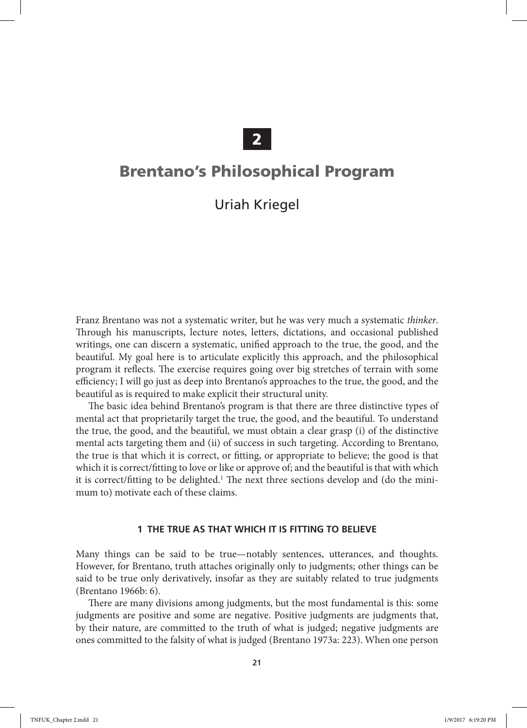# 2

# Brentano's Philosophical Program

Uriah Kriegel

Franz Brentano was not a systematic writer, but he was very much a systematic *thinker*. Through his manuscripts, lecture notes, letters, dictations, and occasional published writings, one can discern a systematic, unified approach to the true, the good, and the beautiful. My goal here is to articulate explicitly this approach, and the philosophical program it reflects. The exercise requires going over big stretches of terrain with some efficiency; I will go just as deep into Brentano's approaches to the true, the good, and the beautiful as is required to make explicit their structural unity.

The basic idea behind Brentano's program is that there are three distinctive types of mental act that proprietarily target the true, the good, and the beautiful. To understand the true, the good, and the beautiful, we must obtain a clear grasp (i) of the distinctive mental acts targeting them and (ii) of success in such targeting. According to Brentano, the true is that which it is correct, or fitting, or appropriate to believe; the good is that which it is correct/fitting to love or like or approve of; and the beautiful is that with which it is correct/fitting to be delighted.[1] The next three sections develop and (do the minimum to) motivate each of these claims.

## 1 THE TRUE AS THAT WHICH IT IS FITTING TO BELIEVE

Many things can be said to be true—notably sentences, utterances, and thoughts. However, for Brentano, truth attaches originally only to judgments; other things can be said to be true only derivatively, insofar as they are suitably related to true judgments (Brentano 1966b: 6).

There are many divisions among judgments, but the most fundamental is this: some judgments are positive and some are negative. Positive judgments are judgments that, by their nature, are committed to the truth of what is judged; negative judgments are ones committed to the falsity of what is judged (Brentano 1973a: 223). When one person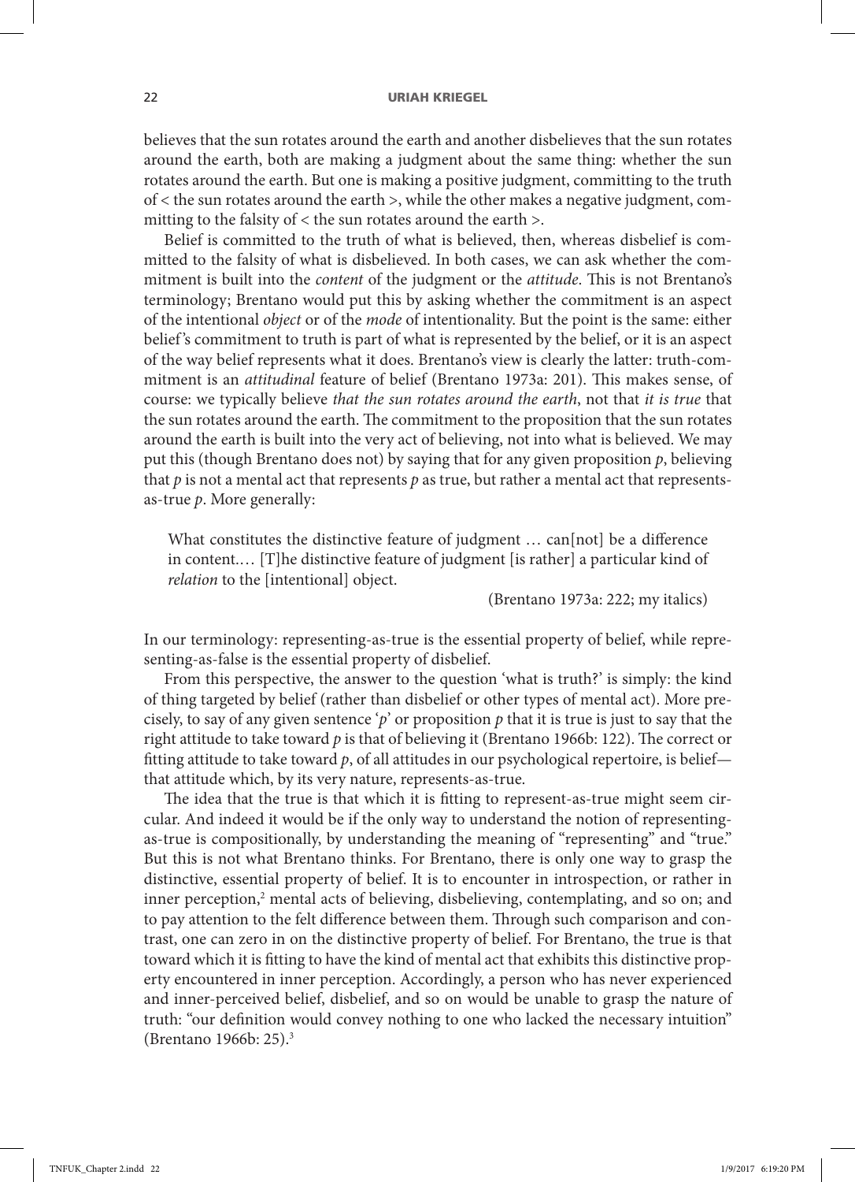believes that the sun rotates around the earth and another disbelieves that the sun rotates around the earth, both are making a judgment about the same thing: whether the sun rotates around the earth. But one is making a positive judgment, committing to the truth of < the sun rotates around the earth >, while the other makes a negative judgment, committing to the falsity of < the sun rotates around the earth >.

Belief is committed to the truth of what is believed, then, whereas disbelief is committed to the falsity of what is disbelieved. In both cases, we can ask whether the commitment is built into the *content* of the judgment or the *attitude*. This is not Brentano's terminology; Brentano would put this by asking whether the commitment is an aspect of the intentional *object* or of the *mode* of intentionality. But the point is the same: either belief's commitment to truth is part of what is represented by the belief, or it is an aspect of the way belief represents what it does. Brentano's view is clearly the latter: truth-commitment is an *attitudinal* feature of belief (Brentano 1973a: 201). This makes sense, of course: we typically believe *that the sun rotates around the earth*, not that *it is true* that the sun rotates around the earth. The commitment to the proposition that the sun rotates around the earth is built into the very act of believing, not into what is believed. We may put this (though Brentano does not) by saying that for any given proposition *p*, believing that *p* is not a mental act that represents *p* as true, but rather a mental act that represents-as-true *p*. More generally:

> What constitutes the distinctive feature of judgment … can[not] be a difference in content.… [T]he distinctive feature of judgment [is rather] a particular kind of *relation* to the [intentional] object.
>
> (Brentano 1973a: 222; my italics)

In our terminology: representing-as-true is the essential property of belief, while representing-as-false is the essential property of disbelief.

From this perspective, the answer to the question 'what is truth?' is simply: the kind of thing targeted by belief (rather than disbelief or other types of mental act). More precisely, to say of any given sentence '*p*' or proposition *p* that it is true is just to say that the right attitude to take toward *p* is that of believing it (Brentano 1966b: 122). The correct or fitting attitude to take toward *p*, of all attitudes in our psychological repertoire, is belief—that attitude which, by its very nature, represents-as-true.

The idea that the true is that which it is fitting to represent-as-true might seem circular. And indeed it would be if the only way to understand the notion of representing-as-true is compositionally, by understanding the meaning of "representing" and "true." But this is not what Brentano thinks. For Brentano, there is only one way to grasp the distinctive, essential property of belief. It is to encounter in introspection, or rather in inner perception,[2] mental acts of believing, disbelieving, contemplating, and so on; and to pay attention to the felt difference between them. Through such comparison and contrast, one can zero in on the distinctive property of belief. For Brentano, the true is that toward which it is fitting to have the kind of mental act that exhibits this distinctive property encountered in inner perception. Accordingly, a person who has never experienced and inner-perceived belief, disbelief, and so on would be unable to grasp the nature of truth: "our definition would convey nothing to one who lacked the necessary intuition" (Brentano 1966b: 25).[3]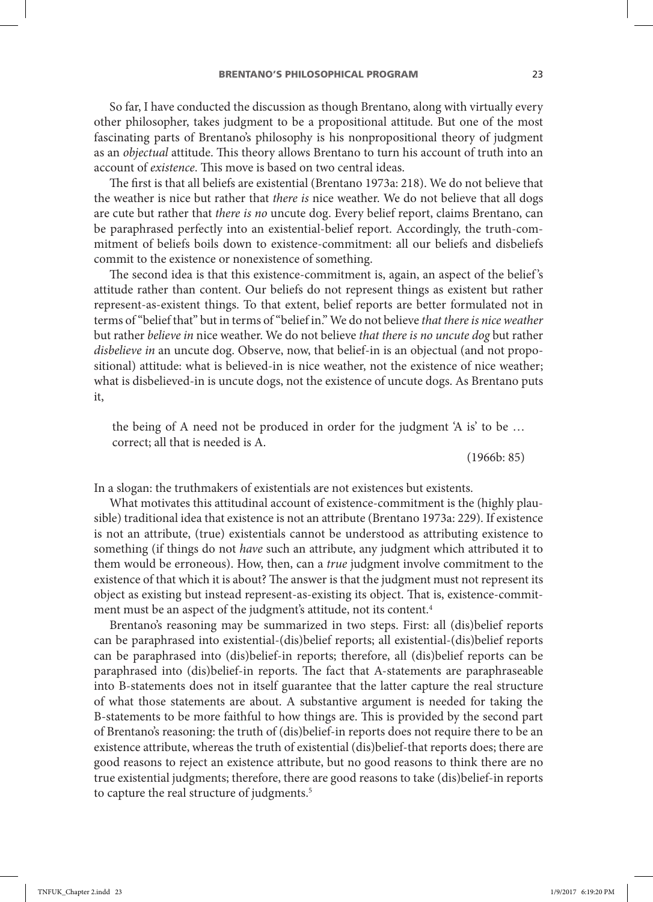So far, I have conducted the discussion as though Brentano, along with virtually every other philosopher, takes judgment to be a propositional attitude. But one of the most fascinating parts of Brentano's philosophy is his nonpropositional theory of judgment as an *objectual* attitude. This theory allows Brentano to turn his account of truth into an account of *existence*. This move is based on two central ideas.

The first is that all beliefs are existential (Brentano 1973a: 218). We do not believe that the weather is nice but rather that *there is* nice weather. We do not believe that all dogs are cute but rather that *there is no* uncute dog. Every belief report, claims Brentano, can be paraphrased perfectly into an existential-belief report. Accordingly, the truth-commitment of beliefs boils down to existence-commitment: all our beliefs and disbeliefs commit to the existence or nonexistence of something.

The second idea is that this existence-commitment is, again, an aspect of the belief's attitude rather than content. Our beliefs do not represent things as existent but rather represent-as-existent things. To that extent, belief reports are better formulated not in terms of "belief that" but in terms of "belief in." We do not believe *that there is nice weather* but rather *believe in* nice weather. We do not believe *that there is no uncute dog* but rather *disbelieve in* an uncute dog. Observe, now, that belief-in is an objectual (and not propositional) attitude: what is believed-in is nice weather, not the existence of nice weather; what is disbelieved-in is uncute dogs, not the existence of uncute dogs. As Brentano puts it,

> the being of A need not be produced in order for the judgment 'A is' to be … correct; all that is needed is A.
>
> (1966b: 85)

In a slogan: the truthmakers of existentials are not existences but existents.

What motivates this attitudinal account of existence-commitment is the (highly plausible) traditional idea that existence is not an attribute (Brentano 1973a: 229). If existence is not an attribute, (true) existentials cannot be understood as attributing existence to something (if things do not *have* such an attribute, any judgment which attributed it to them would be erroneous). How, then, can a *true* judgment involve commitment to the existence of that which it is about? The answer is that the judgment must not represent its object as existing but instead represent-as-existing its object. That is, existence-commitment must be an aspect of the judgment's attitude, not its content.[4]

Brentano's reasoning may be summarized in two steps. First: all (dis)belief reports can be paraphrased into existential-(dis)belief reports; all existential-(dis)belief reports can be paraphrased into (dis)belief-in reports; therefore, all (dis)belief reports can be paraphrased into (dis)belief-in reports. The fact that A-statements are paraphraseable into B-statements does not in itself guarantee that the latter capture the real structure of what those statements are about. A substantive argument is needed for taking the B-statements to be more faithful to how things are. This is provided by the second part of Brentano's reasoning: the truth of (dis)belief-in reports does not require there to be an existence attribute, whereas the truth of existential (dis)belief-that reports does; there are good reasons to reject an existence attribute, but no good reasons to think there are no true existential judgments; therefore, there are good reasons to take (dis)belief-in reports to capture the real structure of judgments.[5]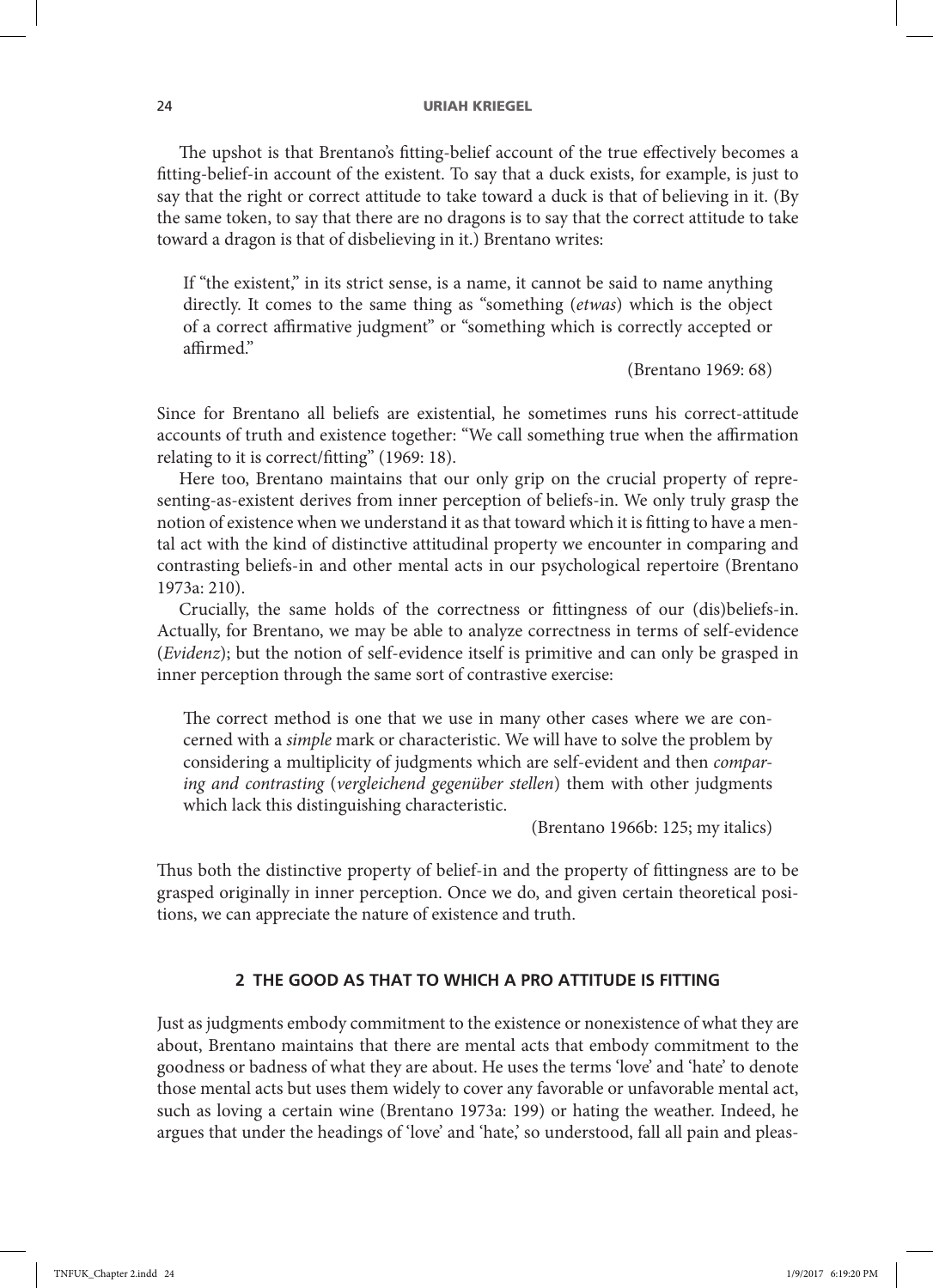The upshot is that Brentano's fitting-belief account of the true effectively becomes a fitting-belief-in account of the existent. To say that a duck exists, for example, is just to say that the right or correct attitude to take toward a duck is that of believing in it. (By the same token, to say that there are no dragons is to say that the correct attitude to take toward a dragon is that of disbelieving in it.) Brentano writes:

> If "the existent," in its strict sense, is a name, it cannot be said to name anything directly. It comes to the same thing as "something (*etwas*) which is the object of a correct affirmative judgment" or "something which is correctly accepted or affirmed."
>
> (Brentano 1969: 68)

Since for Brentano all beliefs are existential, he sometimes runs his correct-attitude accounts of truth and existence together: "We call something true when the affirmation relating to it is correct/fitting" (1969: 18).

Here too, Brentano maintains that our only grip on the crucial property of representing-as-existent derives from inner perception of beliefs-in. We only truly grasp the notion of existence when we understand it as that toward which it is fitting to have a mental act with the kind of distinctive attitudinal property we encounter in comparing and contrasting beliefs-in and other mental acts in our psychological repertoire (Brentano 1973a: 210).

Crucially, the same holds of the correctness or fittingness of our (dis)beliefs-in. Actually, for Brentano, we may be able to analyze correctness in terms of self-evidence (*Evidenz*); but the notion of self-evidence itself is primitive and can only be grasped in inner perception through the same sort of contrastive exercise:

> The correct method is one that we use in many other cases where we are concerned with a *simple* mark or characteristic. We will have to solve the problem by considering a multiplicity of judgments which are self-evident and then *comparing and contrasting* (*vergleichend gegenüber stellen*) them with other judgments which lack this distinguishing characteristic.
>
> (Brentano 1966b: 125; my italics)

Thus both the distinctive property of belief-in and the property of fittingness are to be grasped originally in inner perception. Once we do, and given certain theoretical positions, we can appreciate the nature of existence and truth.

## 2 THE GOOD AS THAT TO WHICH A PRO ATTITUDE IS FITTING

Just as judgments embody commitment to the existence or nonexistence of what they are about, Brentano maintains that there are mental acts that embody commitment to the goodness or badness of what they are about. He uses the terms 'love' and 'hate' to denote those mental acts but uses them widely to cover any favorable or unfavorable mental act, such as loving a certain wine (Brentano 1973a: 199) or hating the weather. Indeed, he argues that under the headings of 'love' and 'hate,' so understood, fall all pain and pleas-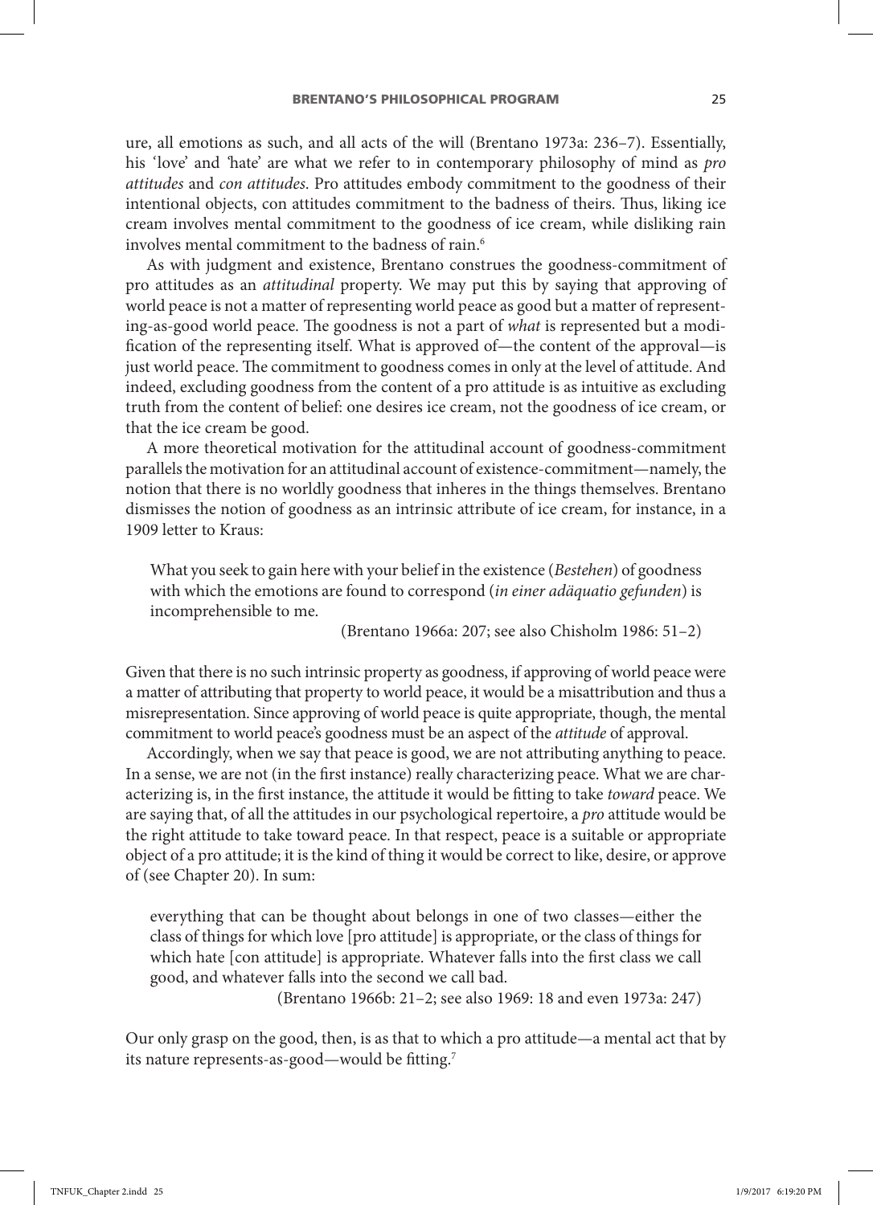ure, all emotions as such, and all acts of the will (Brentano 1973a: 236–7). Essentially, his 'love' and 'hate' are what we refer to in contemporary philosophy of mind as *pro attitudes* and *con attitudes*. Pro attitudes embody commitment to the goodness of their intentional objects, con attitudes commitment to the badness of theirs. Thus, liking ice cream involves mental commitment to the goodness of ice cream, while disliking rain involves mental commitment to the badness of rain.[6]

As with judgment and existence, Brentano construes the goodness-commitment of pro attitudes as an *attitudinal* property. We may put this by saying that approving of world peace is not a matter of representing world peace as good but a matter of representing-as-good world peace. The goodness is not a part of *what* is represented but a modification of the representing itself. What is approved of—the content of the approval—is just world peace. The commitment to goodness comes in only at the level of attitude. And indeed, excluding goodness from the content of a pro attitude is as intuitive as excluding truth from the content of belief: one desires ice cream, not the goodness of ice cream, or that the ice cream be good.

A more theoretical motivation for the attitudinal account of goodness-commitment parallels the motivation for an attitudinal account of existence-commitment—namely, the notion that there is no worldly goodness that inheres in the things themselves. Brentano dismisses the notion of goodness as an intrinsic attribute of ice cream, for instance, in a 1909 letter to Kraus:

> What you seek to gain here with your belief in the existence (*Bestehen*) of goodness with which the emotions are found to correspond (*in einer adäquatio gefunden*) is incomprehensible to me.
>
> (Brentano 1966a: 207; see also Chisholm 1986: 51–2)

Given that there is no such intrinsic property as goodness, if approving of world peace were a matter of attributing that property to world peace, it would be a misattribution and thus a misrepresentation. Since approving of world peace is quite appropriate, though, the mental commitment to world peace's goodness must be an aspect of the *attitude* of approval.

Accordingly, when we say that peace is good, we are not attributing anything to peace. In a sense, we are not (in the first instance) really characterizing peace. What we are characterizing is, in the first instance, the attitude it would be fitting to take *toward* peace. We are saying that, of all the attitudes in our psychological repertoire, a *pro* attitude would be the right attitude to take toward peace. In that respect, peace is a suitable or appropriate object of a pro attitude; it is the kind of thing it would be correct to like, desire, or approve of (see Chapter 20). In sum:

> everything that can be thought about belongs in one of two classes—either the class of things for which love [pro attitude] is appropriate, or the class of things for which hate [con attitude] is appropriate. Whatever falls into the first class we call good, and whatever falls into the second we call bad.
>
> (Brentano 1966b: 21–2; see also 1969: 18 and even 1973a: 247)

Our only grasp on the good, then, is as that to which a pro attitude—a mental act that by its nature represents-as-good—would be fitting.[7]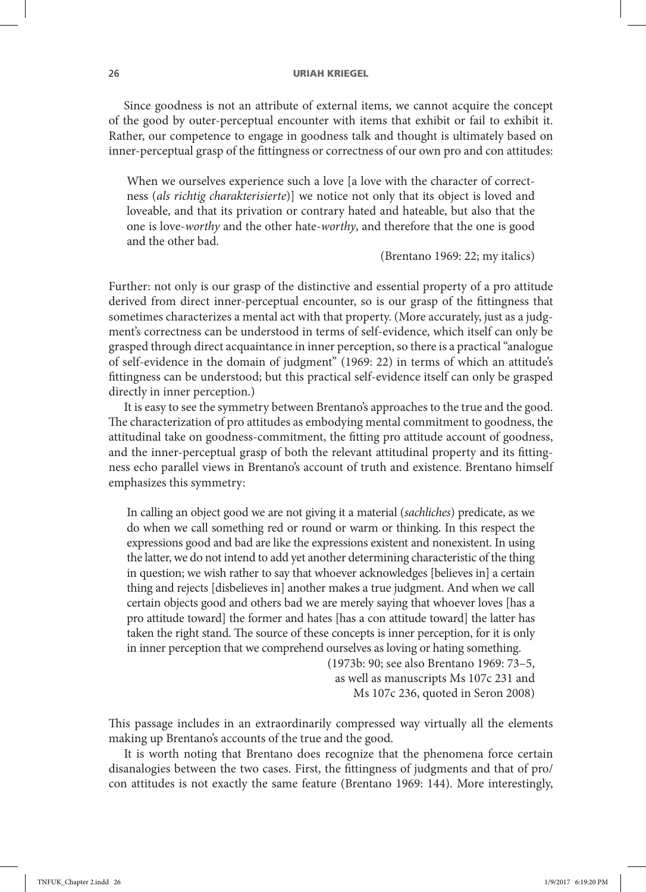Since goodness is not an attribute of external items, we cannot acquire the concept of the good by outer-perceptual encounter with items that exhibit or fail to exhibit it. Rather, our competence to engage in goodness talk and thought is ultimately based on inner-perceptual grasp of the fittingness or correctness of our own pro and con attitudes:

> When we ourselves experience such a love [a love with the character of correctness (*als richtig charakterisierte*)] we notice not only that its object is loved and loveable, and that its privation or contrary hated and hateable, but also that the one is love-*worthy* and the other hate-*worthy*, and therefore that the one is good and the other bad.
>
> (Brentano 1969: 22; my italics)

Further: not only is our grasp of the distinctive and essential property of a pro attitude derived from direct inner-perceptual encounter, so is our grasp of the fittingness that sometimes characterizes a mental act with that property. (More accurately, just as a judgment's correctness can be understood in terms of self-evidence, which itself can only be grasped through direct acquaintance in inner perception, so there is a practical "analogue of self-evidence in the domain of judgment" (1969: 22) in terms of which an attitude's fittingness can be understood; but this practical self-evidence itself can only be grasped directly in inner perception.)

It is easy to see the symmetry between Brentano's approaches to the true and the good. The characterization of pro attitudes as embodying mental commitment to goodness, the attitudinal take on goodness-commitment, the fitting pro attitude account of goodness, and the inner-perceptual grasp of both the relevant attitudinal property and its fittingness echo parallel views in Brentano's account of truth and existence. Brentano himself emphasizes this symmetry:

> In calling an object good we are not giving it a material (*sachliches*) predicate, as we do when we call something red or round or warm or thinking. In this respect the expressions good and bad are like the expressions existent and nonexistent. In using the latter, we do not intend to add yet another determining characteristic of the thing in question; we wish rather to say that whoever acknowledges [believes in] a certain thing and rejects [disbelieves in] another makes a true judgment. And when we call certain objects good and others bad we are merely saying that whoever loves [has a pro attitude toward] the former and hates [has a con attitude toward] the latter has taken the right stand. The source of these concepts is inner perception, for it is only in inner perception that we comprehend ourselves as loving or hating something.
>
> (1973b: 90; see also Brentano 1969: 73–5, as well as manuscripts Ms 107c 231 and Ms 107c 236, quoted in Seron 2008)

This passage includes in an extraordinarily compressed way virtually all the elements making up Brentano's accounts of the true and the good.

It is worth noting that Brentano does recognize that the phenomena force certain disanalogies between the two cases. First, the fittingness of judgments and that of pro/con attitudes is not exactly the same feature (Brentano 1969: 144). More interestingly,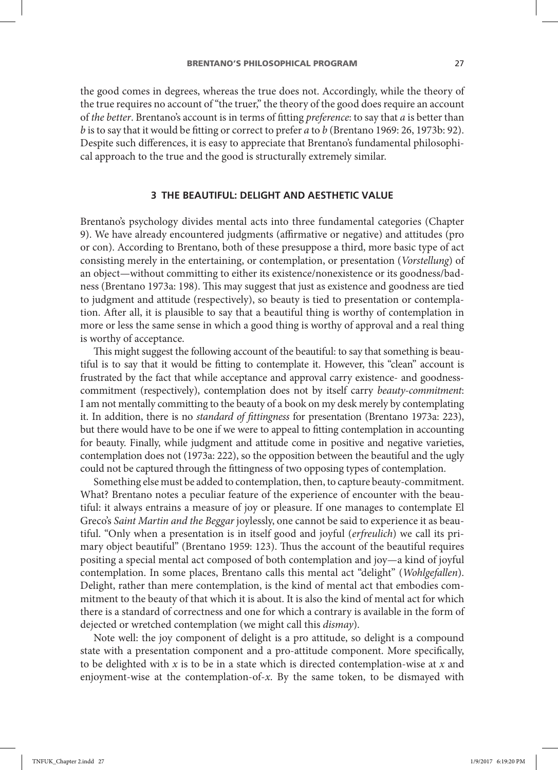the good comes in degrees, whereas the true does not. Accordingly, while the theory of the true requires no account of "the truer," the theory of the good does require an account of *the better*. Brentano's account is in terms of fitting *preference*: to say that *a* is better than *b* is to say that it would be fitting or correct to prefer *a* to *b* (Brentano 1969: 26, 1973b: 92). Despite such differences, it is easy to appreciate that Brentano's fundamental philosophical approach to the true and the good is structurally extremely similar.

## 3 THE BEAUTIFUL: DELIGHT AND AESTHETIC VALUE

Brentano's psychology divides mental acts into three fundamental categories (Chapter 9). We have already encountered judgments (affirmative or negative) and attitudes (pro or con). According to Brentano, both of these presuppose a third, more basic type of act consisting merely in the entertaining, or contemplation, or presentation (*Vorstellung*) of an object—without committing to either its existence/nonexistence or its goodness/badness (Brentano 1973a: 198). This may suggest that just as existence and goodness are tied to judgment and attitude (respectively), so beauty is tied to presentation or contemplation. After all, it is plausible to say that a beautiful thing is worthy of contemplation in more or less the same sense in which a good thing is worthy of approval and a real thing is worthy of acceptance.

This might suggest the following account of the beautiful: to say that something is beautiful is to say that it would be fitting to contemplate it. However, this "clean" account is frustrated by the fact that while acceptance and approval carry existence- and goodness-commitment (respectively), contemplation does not by itself carry *beauty-commitment*: I am not mentally committing to the beauty of a book on my desk merely by contemplating it. In addition, there is no *standard of fittingness* for presentation (Brentano 1973a: 223), but there would have to be one if we were to appeal to fitting contemplation in accounting for beauty. Finally, while judgment and attitude come in positive and negative varieties, contemplation does not (1973a: 222), so the opposition between the beautiful and the ugly could not be captured through the fittingness of two opposing types of contemplation.

Something else must be added to contemplation, then, to capture beauty-commitment. What? Brentano notes a peculiar feature of the experience of encounter with the beautiful: it always entrains a measure of joy or pleasure. If one manages to contemplate El Greco's *Saint Martin and the Beggar* joylessly, one cannot be said to experience it as beautiful. "Only when a presentation is in itself good and joyful (*erfreulich*) we call its primary object beautiful" (Brentano 1959: 123). Thus the account of the beautiful requires positing a special mental act composed of both contemplation and joy—a kind of joyful contemplation. In some places, Brentano calls this mental act "delight" (*Wohlgefallen*). Delight, rather than mere contemplation, is the kind of mental act that embodies commitment to the beauty of that which it is about. It is also the kind of mental act for which there is a standard of correctness and one for which a contrary is available in the form of dejected or wretched contemplation (we might call this *dismay*).

Note well: the joy component of delight is a pro attitude, so delight is a compound state with a presentation component and a pro-attitude component. More specifically, to be delighted with *x* is to be in a state which is directed contemplation-wise at *x* and enjoyment-wise at the contemplation-of-*x*. By the same token, to be dismayed with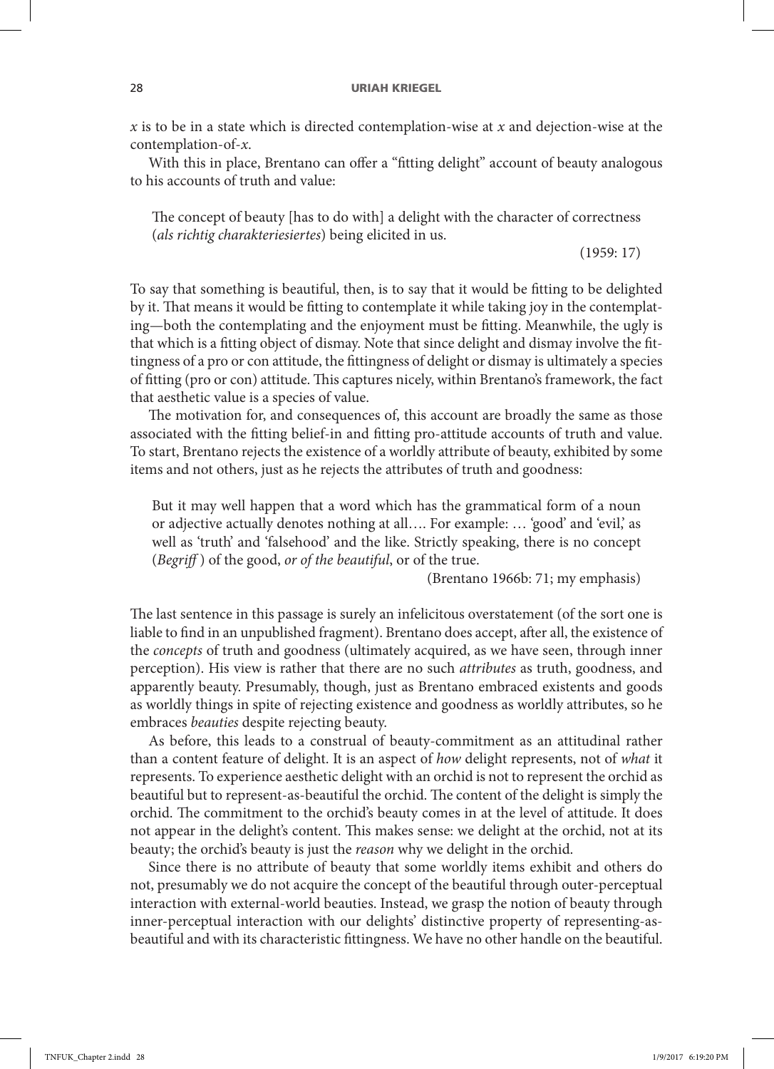$x$ is to be in a state which is directed contemplation-wise at $x$ and dejection-wise at the contemplation-of-$x$.

With this in place, Brentano can offer a "fitting delight" account of beauty analogous to his accounts of truth and value:

> The concept of beauty [has to do with] a delight with the character of correctness (*als richtig charakteriesiertes*) being elicited in us.
>
> (1959: 17)

To say that something is beautiful, then, is to say that it would be fitting to be delighted by it. That means it would be fitting to contemplate it while taking joy in the contemplating—both the contemplating and the enjoyment must be fitting. Meanwhile, the ugly is that which is a fitting object of dismay. Note that since delight and dismay involve the fittingness of a pro or con attitude, the fittingness of delight or dismay is ultimately a species of fitting (pro or con) attitude. This captures nicely, within Brentano's framework, the fact that aesthetic value is a species of value.

The motivation for, and consequences of, this account are broadly the same as those associated with the fitting belief-in and fitting pro-attitude accounts of truth and value. To start, Brentano rejects the existence of a worldly attribute of beauty, exhibited by some items and not others, just as he rejects the attributes of truth and goodness:

> But it may well happen that a word which has the grammatical form of a noun or adjective actually denotes nothing at all…. For example: … 'good' and 'evil,' as well as 'truth' and 'falsehood' and the like. Strictly speaking, there is no concept (*Begriff* ) of the good, *or of the beautiful*, or of the true.
>
> (Brentano 1966b: 71; my emphasis)

The last sentence in this passage is surely an infelicitous overstatement (of the sort one is liable to find in an unpublished fragment). Brentano does accept, after all, the existence of the *concepts* of truth and goodness (ultimately acquired, as we have seen, through inner perception). His view is rather that there are no such *attributes* as truth, goodness, and apparently beauty. Presumably, though, just as Brentano embraced existents and goods as worldly things in spite of rejecting existence and goodness as worldly attributes, so he embraces *beauties* despite rejecting beauty.

As before, this leads to a construal of beauty-commitment as an attitudinal rather than a content feature of delight. It is an aspect of *how* delight represents, not of *what* it represents. To experience aesthetic delight with an orchid is not to represent the orchid as beautiful but to represent-as-beautiful the orchid. The content of the delight is simply the orchid. The commitment to the orchid's beauty comes in at the level of attitude. It does not appear in the delight's content. This makes sense: we delight at the orchid, not at its beauty; the orchid's beauty is just the *reason* why we delight in the orchid.

Since there is no attribute of beauty that some worldly items exhibit and others do not, presumably we do not acquire the concept of the beautiful through outer-perceptual interaction with external-world beauties. Instead, we grasp the notion of beauty through inner-perceptual interaction with our delights' distinctive property of representing-as-beautiful and with its characteristic fittingness. We have no other handle on the beautiful.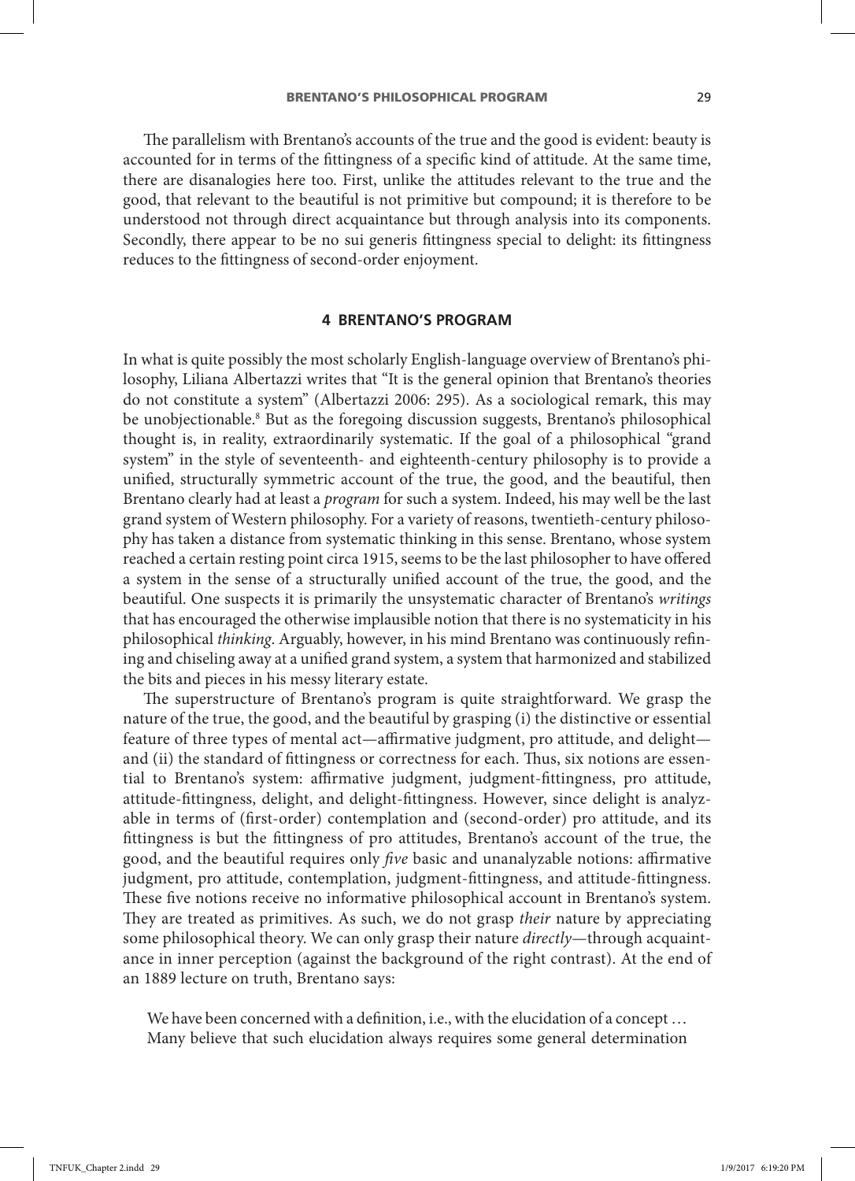The parallelism with Brentano's accounts of the true and the good is evident: beauty is accounted for in terms of the fittingness of a specific kind of attitude. At the same time, there are disanalogies here too. First, unlike the attitudes relevant to the true and the good, that relevant to the beautiful is not primitive but compound; it is therefore to be understood not through direct acquaintance but through analysis into its components. Secondly, there appear to be no sui generis fittingness special to delight: its fittingness reduces to the fittingness of second-order enjoyment.

## 4 BRENTANO'S PROGRAM

In what is quite possibly the most scholarly English-language overview of Brentano's philosophy, Liliana Albertazzi writes that "It is the general opinion that Brentano's theories do not constitute a system" (Albertazzi 2006: 295). As a sociological remark, this may be unobjectionable.[8] But as the foregoing discussion suggests, Brentano's philosophical thought is, in reality, extraordinarily systematic. If the goal of a philosophical "grand system" in the style of seventeenth- and eighteenth-century philosophy is to provide a unified, structurally symmetric account of the true, the good, and the beautiful, then Brentano clearly had at least a *program* for such a system. Indeed, his may well be the last grand system of Western philosophy. For a variety of reasons, twentieth-century philosophy has taken a distance from systematic thinking in this sense. Brentano, whose system reached a certain resting point circa 1915, seems to be the last philosopher to have offered a system in the sense of a structurally unified account of the true, the good, and the beautiful. One suspects it is primarily the unsystematic character of Brentano's *writings* that has encouraged the otherwise implausible notion that there is no systematicity in his philosophical *thinking*. Arguably, however, in his mind Brentano was continuously refining and chiseling away at a unified grand system, a system that harmonized and stabilized the bits and pieces in his messy literary estate.

The superstructure of Brentano's program is quite straightforward. We grasp the nature of the true, the good, and the beautiful by grasping (i) the distinctive or essential feature of three types of mental act—affirmative judgment, pro attitude, and delight—and (ii) the standard of fittingness or correctness for each. Thus, six notions are essential to Brentano's system: affirmative judgment, judgment-fittingness, pro attitude, attitude-fittingness, delight, and delight-fittingness. However, since delight is analyzable in terms of (first-order) contemplation and (second-order) pro attitude, and its fittingness is but the fittingness of pro attitudes, Brentano's account of the true, the good, and the beautiful requires only *five* basic and unanalyzable notions: affirmative judgment, pro attitude, contemplation, judgment-fittingness, and attitude-fittingness. These five notions receive no informative philosophical account in Brentano's system. They are treated as primitives. As such, we do not grasp *their* nature by appreciating some philosophical theory. We can only grasp their nature *directly*—through acquaintance in inner perception (against the background of the right contrast). At the end of an 1889 lecture on truth, Brentano says:

> We have been concerned with a definition, i.e., with the elucidation of a concept … Many believe that such elucidation always requires some general determination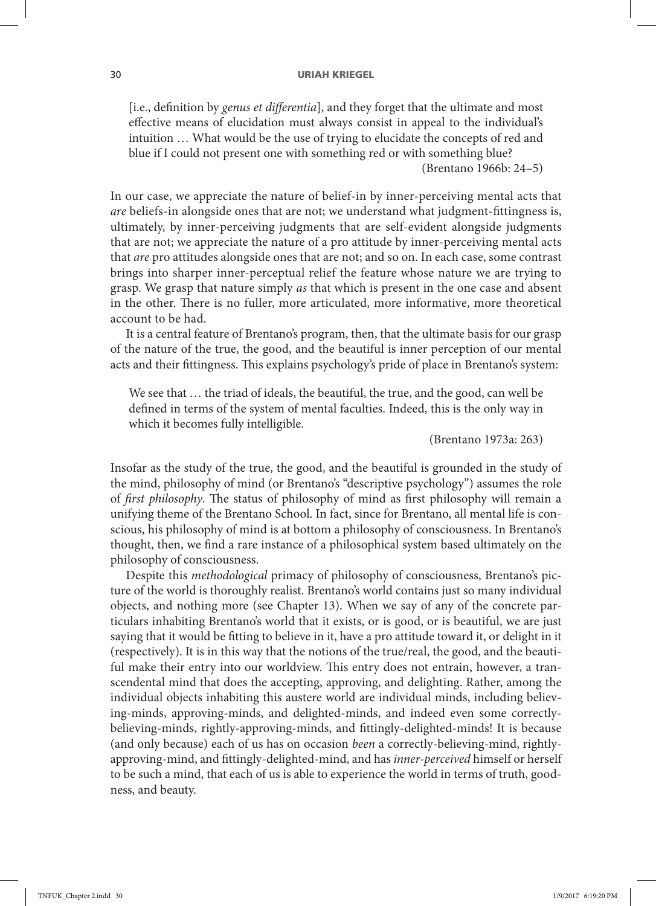> [i.e., definition by *genus et differentia*], and they forget that the ultimate and most effective means of elucidation must always consist in appeal to the individual's intuition … What would be the use of trying to elucidate the concepts of red and blue if I could not present one with something red or with something blue?
>
> (Brentano 1966b: 24–5)

In our case, we appreciate the nature of belief-in by inner-perceiving mental acts that *are* beliefs-in alongside ones that are not; we understand what judgment-fittingness is, ultimately, by inner-perceiving judgments that are self-evident alongside judgments that are not; we appreciate the nature of a pro attitude by inner-perceiving mental acts that *are* pro attitudes alongside ones that are not; and so on. In each case, some contrast brings into sharper inner-perceptual relief the feature whose nature we are trying to grasp. We grasp that nature simply *as* that which is present in the one case and absent in the other. There is no fuller, more articulated, more informative, more theoretical account to be had.

It is a central feature of Brentano's program, then, that the ultimate basis for our grasp of the nature of the true, the good, and the beautiful is inner perception of our mental acts and their fittingness. This explains psychology's pride of place in Brentano's system:

> We see that … the triad of ideals, the beautiful, the true, and the good, can well be defined in terms of the system of mental faculties. Indeed, this is the only way in which it becomes fully intelligible.
>
> (Brentano 1973a: 263)

Insofar as the study of the true, the good, and the beautiful is grounded in the study of the mind, philosophy of mind (or Brentano's "descriptive psychology") assumes the role of *first philosophy*. The status of philosophy of mind as first philosophy will remain a unifying theme of the Brentano School. In fact, since for Brentano, all mental life is conscious, his philosophy of mind is at bottom a philosophy of consciousness. In Brentano's thought, then, we find a rare instance of a philosophical system based ultimately on the philosophy of consciousness.

Despite this *methodological* primacy of philosophy of consciousness, Brentano's picture of the world is thoroughly realist. Brentano's world contains just so many individual objects, and nothing more (see Chapter 13). When we say of any of the concrete particulars inhabiting Brentano's world that it exists, or is good, or is beautiful, we are just saying that it would be fitting to believe in it, have a pro attitude toward it, or delight in it (respectively). It is in this way that the notions of the true/real, the good, and the beautiful make their entry into our worldview. This entry does not entrain, however, a transcendental mind that does the accepting, approving, and delighting. Rather, among the individual objects inhabiting this austere world are individual minds, including believing-minds, approving-minds, and delighted-minds, and indeed even some correctly-believing-minds, rightly-approving-minds, and fittingly-delighted-minds! It is because (and only because) each of us has on occasion *been* a correctly-believing-mind, rightly-approving-mind, and fittingly-delighted-mind, and has *inner-perceived* himself or herself to be such a mind, that each of us is able to experience the world in terms of truth, goodness, and beauty.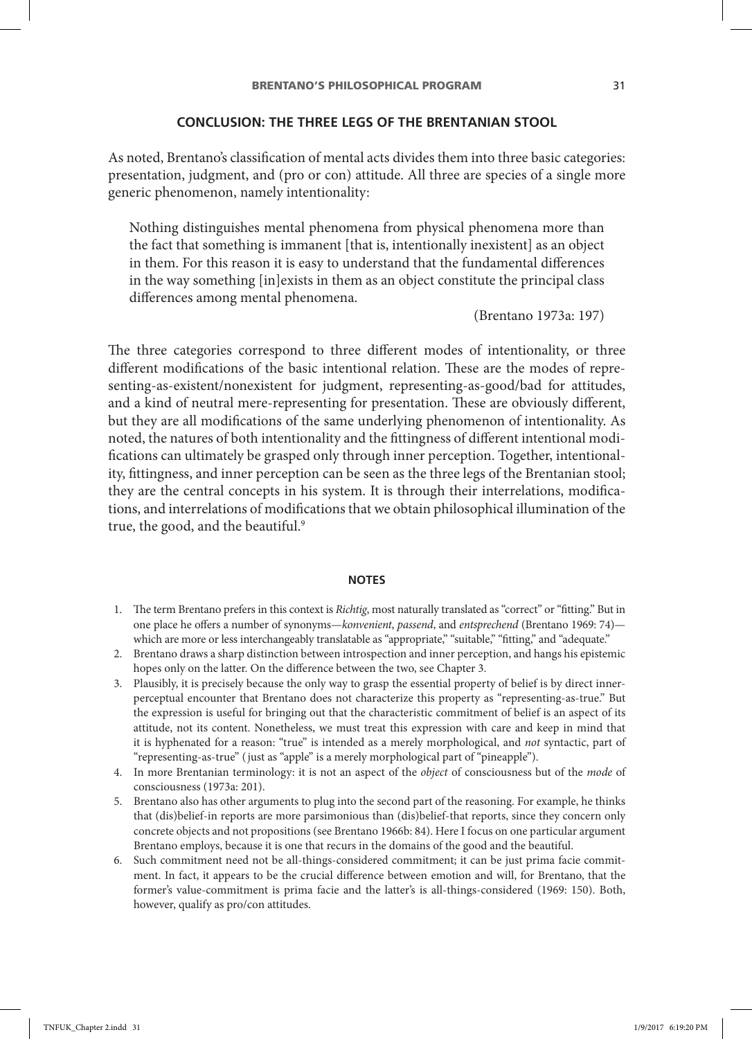## CONCLUSION: THE THREE LEGS OF THE BRENTANIAN STOOL

As noted, Brentano's classification of mental acts divides them into three basic categories: presentation, judgment, and (pro or con) attitude. All three are species of a single more generic phenomenon, namely intentionality:

> Nothing distinguishes mental phenomena from physical phenomena more than the fact that something is immanent [that is, intentionally inexistent] as an object in them. For this reason it is easy to understand that the fundamental differences in the way something [in]exists in them as an object constitute the principal class differences among mental phenomena.
>
> (Brentano 1973a: 197)

The three categories correspond to three different modes of intentionality, or three different modifications of the basic intentional relation. These are the modes of representing-as-existent/nonexistent for judgment, representing-as-good/bad for attitudes, and a kind of neutral mere-representing for presentation. These are obviously different, but they are all modifications of the same underlying phenomenon of intentionality. As noted, the natures of both intentionality and the fittingness of different intentional modifications can ultimately be grasped only through inner perception. Together, intentionality, fittingness, and inner perception can be seen as the three legs of the Brentanian stool; they are the central concepts in his system. It is through their interrelations, modifications, and interrelations of modifications that we obtain philosophical illumination of the true, the good, and the beautiful.[9]

### NOTES

1. The term Brentano prefers in this context is *Richtig*, most naturally translated as "correct" or "fitting." But in one place he offers a number of synonyms—*konvenient*, *passend*, and *entsprechend* (Brentano 1969: 74)—which are more or less interchangeably translatable as "appropriate," "suitable," "fitting," and "adequate."
2. Brentano draws a sharp distinction between introspection and inner perception, and hangs his epistemic hopes only on the latter. On the difference between the two, see Chapter 3.
3. Plausibly, it is precisely because the only way to grasp the essential property of belief is by direct inner-perceptual encounter that Brentano does not characterize this property as "representing-as-true." But the expression is useful for bringing out that the characteristic commitment of belief is an aspect of its attitude, not its content. Nonetheless, we must treat this expression with care and keep in mind that it is hyphenated for a reason: "true" is intended as a merely morphological, and *not* syntactic, part of "representing-as-true" (just as "apple" is a merely morphological part of "pineapple").
4. In more Brentanian terminology: it is not an aspect of the *object* of consciousness but of the *mode* of consciousness (1973a: 201).
5. Brentano also has other arguments to plug into the second part of the reasoning. For example, he thinks that (dis)belief-in reports are more parsimonious than (dis)belief-that reports, since they concern only concrete objects and not propositions (see Brentano 1966b: 84). Here I focus on one particular argument Brentano employs, because it is one that recurs in the domains of the good and the beautiful.
6. Such commitment need not be all-things-considered commitment; it can be just prima facie commitment. In fact, it appears to be the crucial difference between emotion and will, for Brentano, that the former's value-commitment is prima facie and the latter's is all-things-considered (1969: 150). Both, however, qualify as pro/con attitudes.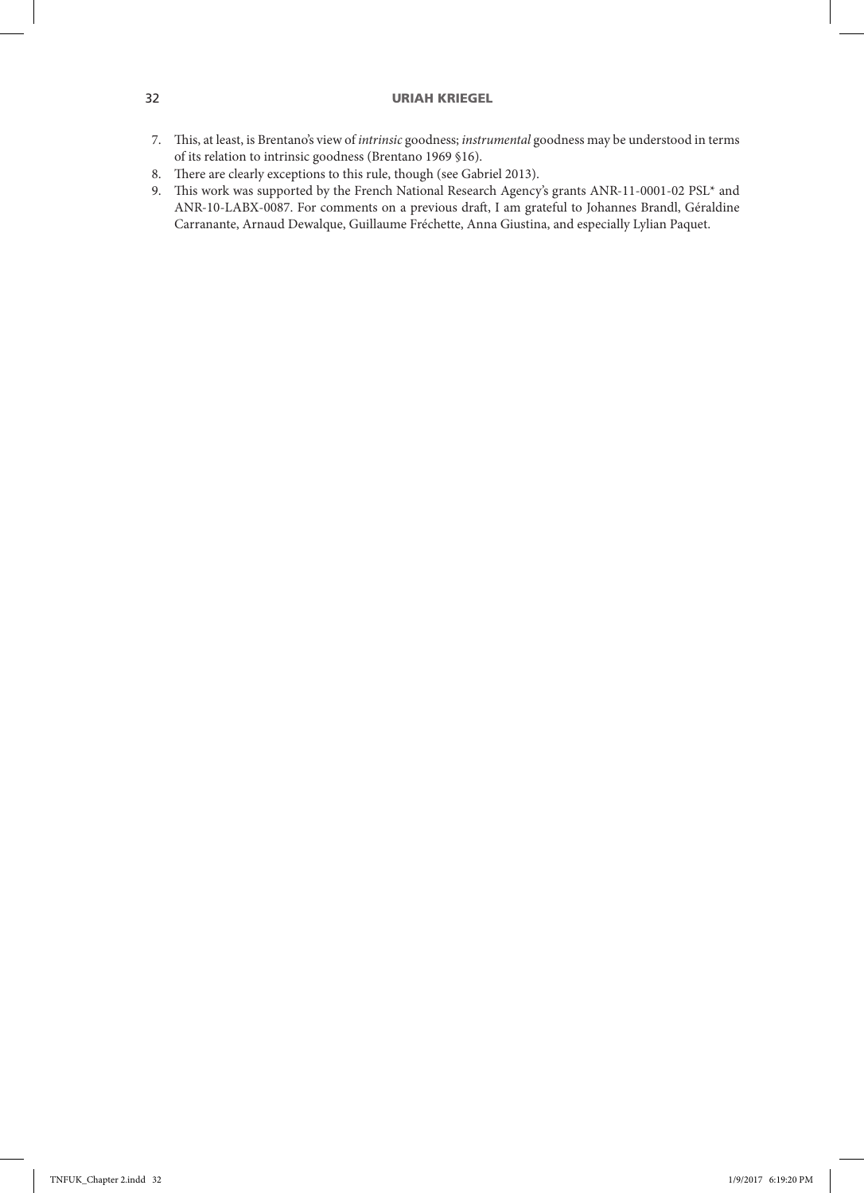7. This, at least, is Brentano's view of *intrinsic* goodness; *instrumental* goodness may be understood in terms of its relation to intrinsic goodness (Brentano 1969 §16).
8. There are clearly exceptions to this rule, though (see Gabriel 2013).
9. This work was supported by the French National Research Agency's grants ANR-11-0001-02 PSL* and ANR-10-LABX-0087. For comments on a previous draft, I am grateful to Johannes Brandl, Géraldine Carranante, Arnaud Dewalque, Guillaume Fréchette, Anna Giustina, and especially Lylian Paquet.